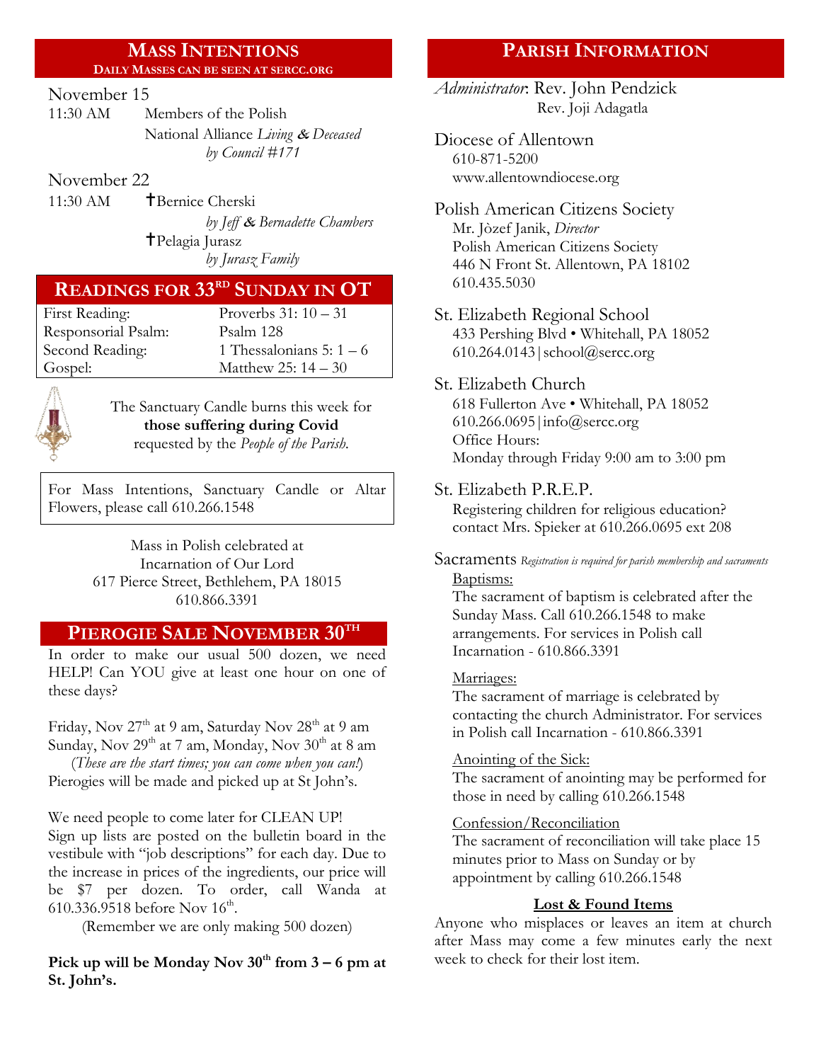## Mass Intentions

**Daily Masses can be seen at sercc.org**

November 15

11:30 AM Members of the Polish National Alliance *Living & Deceased* *by Council #171*

November 22

11:30 AM ✝Bernice Cherski *by Jeff & Bernadette Chambers*

✝Pelagia Jurasz *by Jurasz Family*

## Readings for 33rd Sunday in OT

| | |
|---|---|
| First Reading: | Proverbs 31: 10 – 31 |
| Responsorial Psalm: | Psalm 128 |
| Second Reading: | 1 Thessalonians 5: 1 – 6 |
| Gospel: | Matthew 25: 14 – 30 |

The Sanctuary Candle burns this week for **those suffering during Covid** requested by the *People of the Parish.*

For Mass Intentions, Sanctuary Candle or Altar Flowers, please call 610.266.1548

Mass in Polish celebrated at
Incarnation of Our Lord
617 Pierce Street, Bethlehem, PA 18015
610.866.3391

## Pierogie Sale November 30th

In order to make our usual 500 dozen, we need HELP! Can YOU give at least one hour on one of these days?

Friday, Nov 27th at 9 am, Saturday Nov 28th at 9 am
Sunday, Nov 29th at 7 am, Monday, Nov 30th at 8 am
(*These are the start times; you can come when you can!*)
Pierogies will be made and picked up at St John's.

We need people to come later for CLEAN UP!
Sign up lists are posted on the bulletin board in the vestibule with "job descriptions" for each day. Due to the increase in prices of the ingredients, our price will be $7 per dozen. To order, call Wanda at 610.336.9518 before Nov 16th.

(Remember we are only making 500 dozen)

**Pick up will be Monday Nov 30th from 3 – 6 pm at St. John's.**

## Parish Information

*Administrator*: Rev. John Pendzick
Rev. Joji Adagatla

Diocese of Allentown
610-871-5200
www.allentowndiocese.org

Polish American Citizens Society
Mr. Jòzef Janik, *Director*
Polish American Citizens Society
446 N Front St. Allentown, PA 18102
610.435.5030

St. Elizabeth Regional School
433 Pershing Blvd • Whitehall, PA 18052
610.264.0143|school@sercc.org

St. Elizabeth Church
618 Fullerton Ave • Whitehall, PA 18052
610.266.0695|info@sercc.org
Office Hours:
Monday through Friday 9:00 am to 3:00 pm

St. Elizabeth P.R.E.P.
Registering children for religious education? contact Mrs. Spieker at 610.266.0695 ext 208

Sacraments *Registration is required for parish membership and sacraments*

Baptisms:
The sacrament of baptism is celebrated after the Sunday Mass. Call 610.266.1548 to make arrangements. For services in Polish call Incarnation - 610.866.3391

Marriages:
The sacrament of marriage is celebrated by contacting the church Administrator. For services in Polish call Incarnation - 610.866.3391

Anointing of the Sick:
The sacrament of anointing may be performed for those in need by calling 610.266.1548

Confession/Reconciliation
The sacrament of reconciliation will take place 15 minutes prior to Mass on Sunday or by appointment by calling 610.266.1548

**Lost & Found Items**

Anyone who misplaces or leaves an item at church after Mass may come a few minutes early the next week to check for their lost item.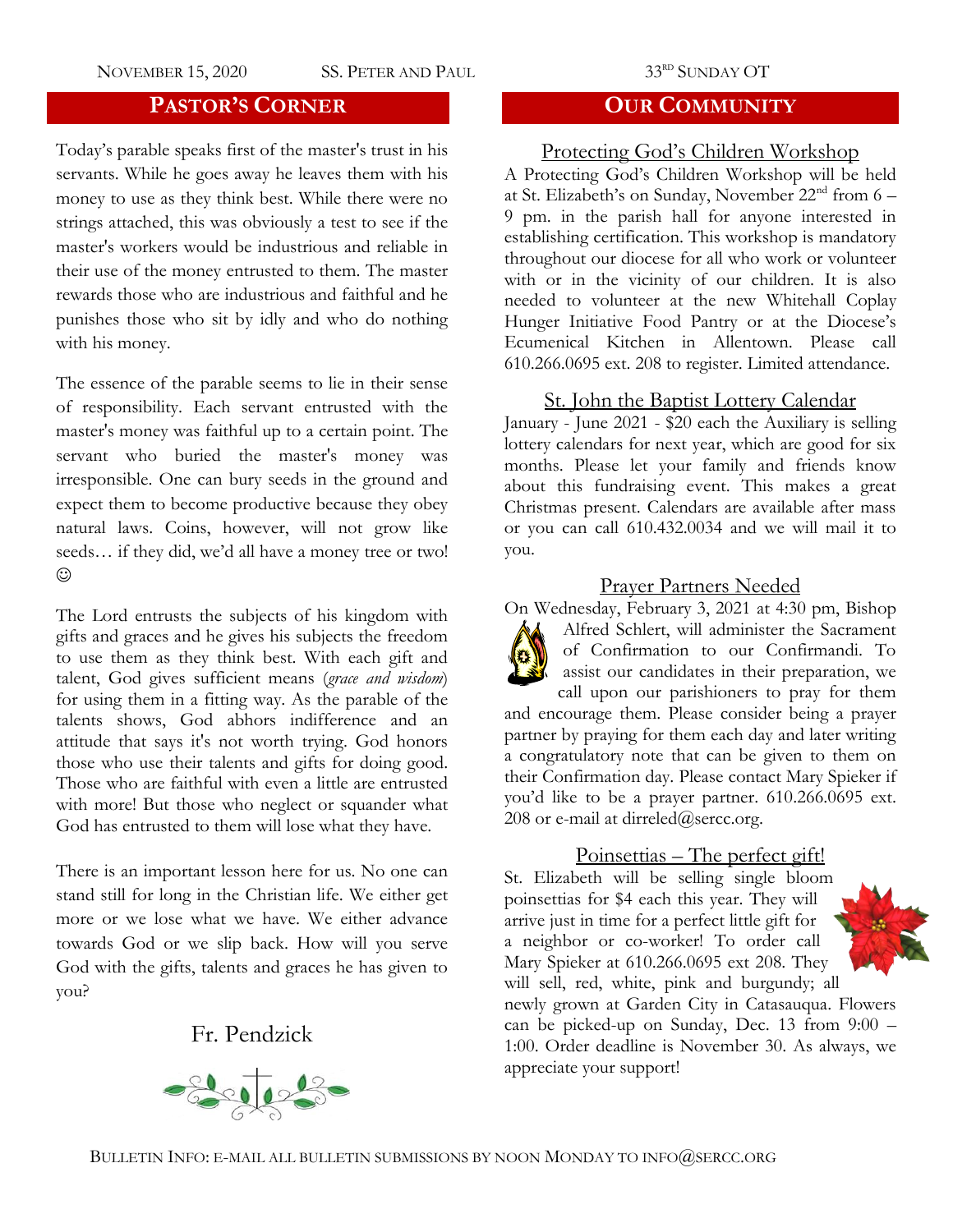## Pastor's Corner

Today's parable speaks first of the master's trust in his servants. While he goes away he leaves them with his money to use as they think best. While there were no strings attached, this was obviously a test to see if the master's workers would be industrious and reliable in their use of the money entrusted to them. The master rewards those who are industrious and faithful and he punishes those who sit by idly and who do nothing with his money.

The essence of the parable seems to lie in their sense of responsibility. Each servant entrusted with the master's money was faithful up to a certain point. The servant who buried the master's money was irresponsible. One can bury seeds in the ground and expect them to become productive because they obey natural laws. Coins, however, will not grow like seeds… if they did, we'd all have a money tree or two! ☺

The Lord entrusts the subjects of his kingdom with gifts and graces and he gives his subjects the freedom to use them as they think best. With each gift and talent, God gives sufficient means (*grace and wisdom*) for using them in a fitting way. As the parable of the talents shows, God abhors indifference and an attitude that says it's not worth trying. God honors those who use their talents and gifts for doing good. Those who are faithful with even a little are entrusted with more! But those who neglect or squander what God has entrusted to them will lose what they have.

There is an important lesson here for us. No one can stand still for long in the Christian life. We either get more or we lose what we have. We either advance towards God or we slip back. How will you serve God with the gifts, talents and graces he has given to you?

Fr. Pendzick

## Our Community

### Protecting God's Children Workshop

A Protecting God's Children Workshop will be held at St. Elizabeth's on Sunday, November 22nd from 6 – 9 pm. in the parish hall for anyone interested in establishing certification. This workshop is mandatory throughout our diocese for all who work or volunteer with or in the vicinity of our children. It is also needed to volunteer at the new Whitehall Coplay Hunger Initiative Food Pantry or at the Diocese's Ecumenical Kitchen in Allentown. Please call 610.266.0695 ext. 208 to register. Limited attendance.

### St. John the Baptist Lottery Calendar

January - June 2021 - $20 each the Auxiliary is selling lottery calendars for next year, which are good for six months. Please let your family and friends know about this fundraising event. This makes a great Christmas present. Calendars are available after mass or you can call 610.432.0034 and we will mail it to you.

### Prayer Partners Needed

On Wednesday, February 3, 2021 at 4:30 pm, Bishop Alfred Schlert, will administer the Sacrament of Confirmation to our Confirmandi. To assist our candidates in their preparation, we call upon our parishioners to pray for them and encourage them. Please consider being a prayer partner by praying for them each day and later writing a congratulatory note that can be given to them on their Confirmation day. Please contact Mary Spieker if you'd like to be a prayer partner. 610.266.0695 ext. 208 or e-mail at dirreled@sercc.org.

### Poinsettias – The perfect gift!

St. Elizabeth will be selling single bloom poinsettias for $4 each this year. They will arrive just in time for a perfect little gift for a neighbor or co-worker! To order call Mary Spieker at 610.266.0695 ext 208. They will sell, red, white, pink and burgundy; all newly grown at Garden City in Catasauqua. Flowers can be picked-up on Sunday, Dec. 13 from 9:00 – 1:00. Order deadline is November 30. As always, we appreciate your support!

Bulletin Info: E-mail all bulletin submissions by noon Monday to info@sercc.org